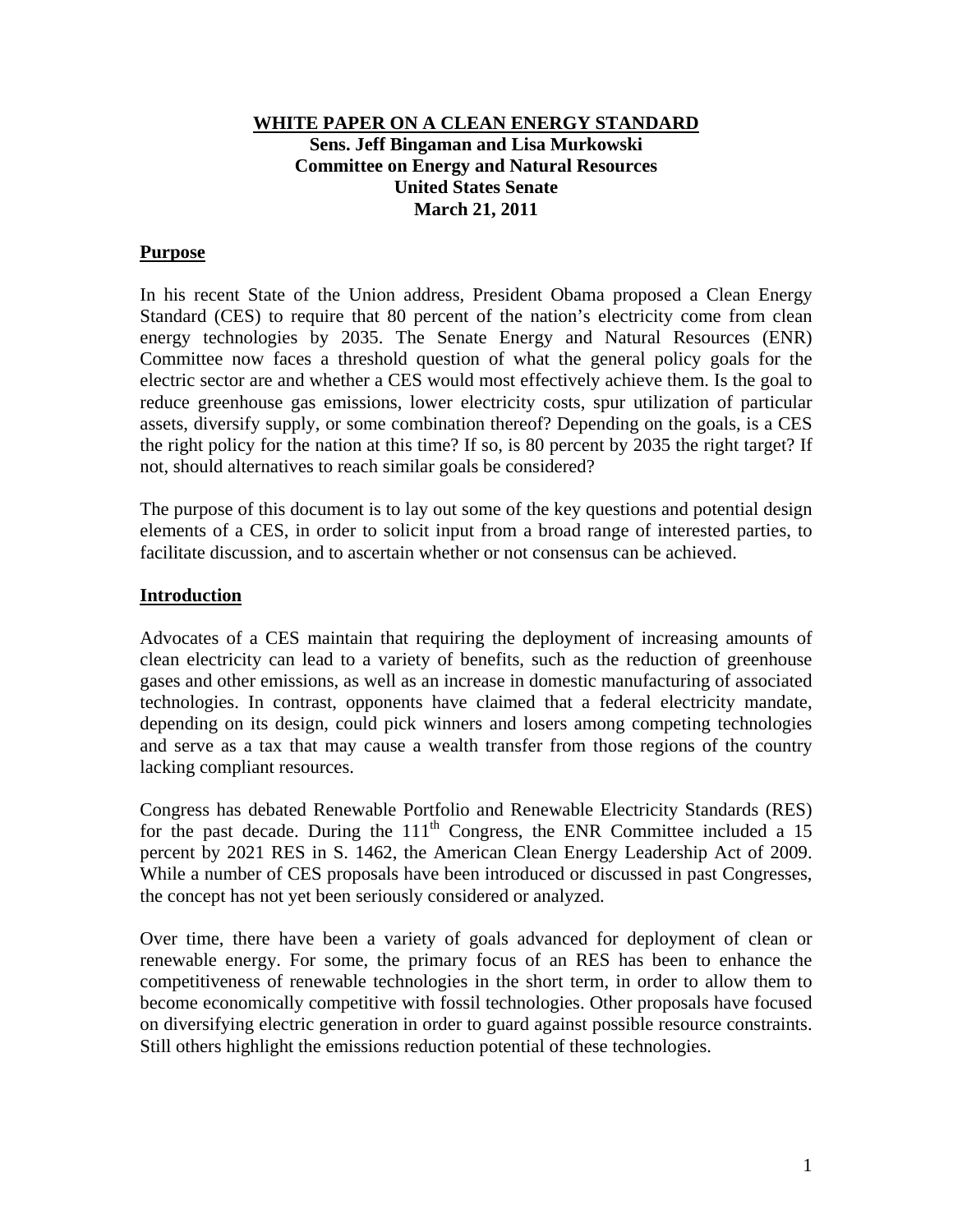# WHITE PAPER ON A CLEAN ENERGY STANDARD

**Sens. Jeff Bingaman and Lisa Murkowski**
**Committee on Energy and Natural Resources**
**United States Senate**
**March 21, 2011**

## Purpose

In his recent State of the Union address, President Obama proposed a Clean Energy Standard (CES) to require that 80 percent of the nation's electricity come from clean energy technologies by 2035. The Senate Energy and Natural Resources (ENR) Committee now faces a threshold question of what the general policy goals for the electric sector are and whether a CES would most effectively achieve them. Is the goal to reduce greenhouse gas emissions, lower electricity costs, spur utilization of particular assets, diversify supply, or some combination thereof? Depending on the goals, is a CES the right policy for the nation at this time? If so, is 80 percent by 2035 the right target? If not, should alternatives to reach similar goals be considered?

The purpose of this document is to lay out some of the key questions and potential design elements of a CES, in order to solicit input from a broad range of interested parties, to facilitate discussion, and to ascertain whether or not consensus can be achieved.

## Introduction

Advocates of a CES maintain that requiring the deployment of increasing amounts of clean electricity can lead to a variety of benefits, such as the reduction of greenhouse gases and other emissions, as well as an increase in domestic manufacturing of associated technologies. In contrast, opponents have claimed that a federal electricity mandate, depending on its design, could pick winners and losers among competing technologies and serve as a tax that may cause a wealth transfer from those regions of the country lacking compliant resources.

Congress has debated Renewable Portfolio and Renewable Electricity Standards (RES) for the past decade. During the 111th Congress, the ENR Committee included a 15 percent by 2021 RES in S. 1462, the American Clean Energy Leadership Act of 2009. While a number of CES proposals have been introduced or discussed in past Congresses, the concept has not yet been seriously considered or analyzed.

Over time, there have been a variety of goals advanced for deployment of clean or renewable energy. For some, the primary focus of an RES has been to enhance the competitiveness of renewable technologies in the short term, in order to allow them to become economically competitive with fossil technologies. Other proposals have focused on diversifying electric generation in order to guard against possible resource constraints. Still others highlight the emissions reduction potential of these technologies.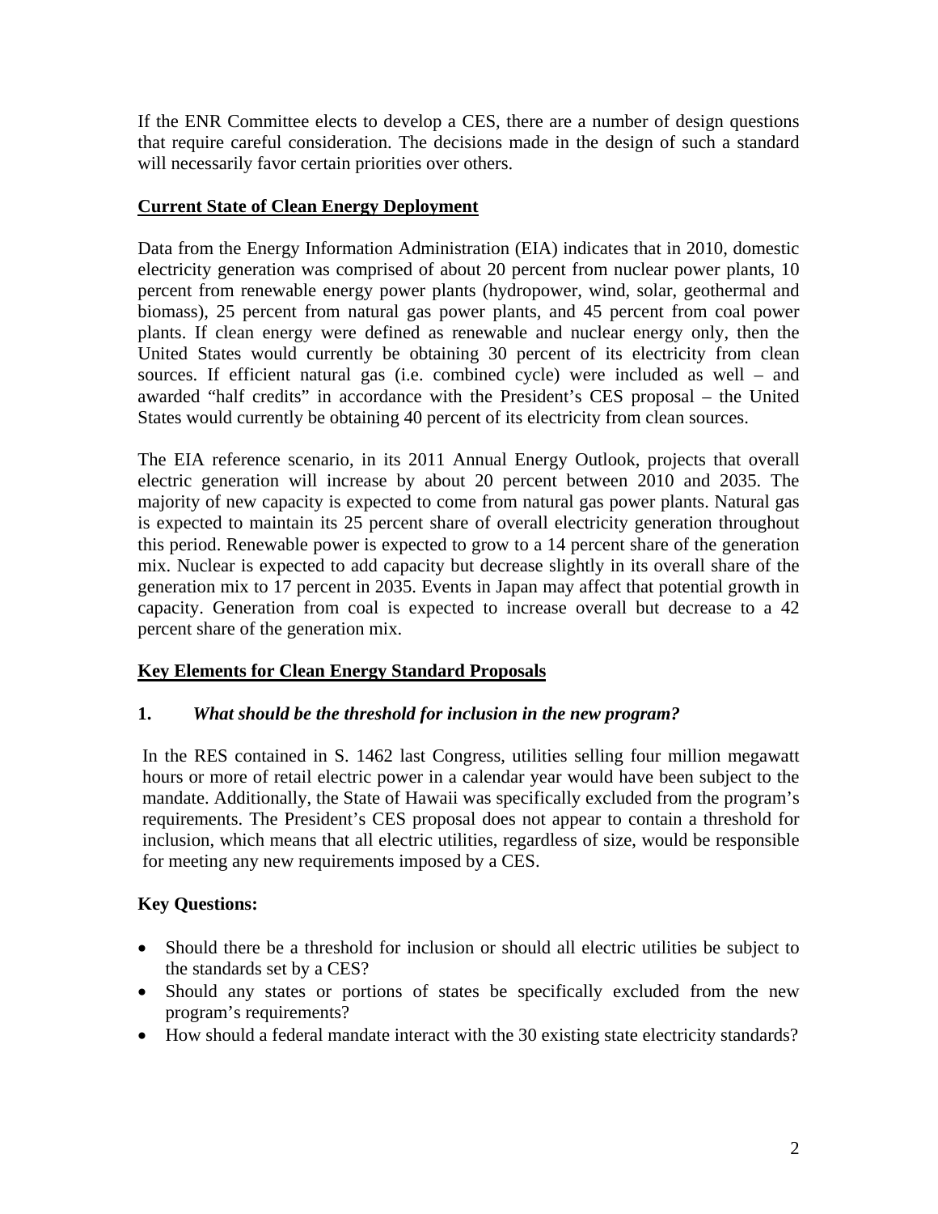If the ENR Committee elects to develop a CES, there are a number of design questions that require careful consideration. The decisions made in the design of such a standard will necessarily favor certain priorities over others.

**Current State of Clean Energy Deployment**

Data from the Energy Information Administration (EIA) indicates that in 2010, domestic electricity generation was comprised of about 20 percent from nuclear power plants, 10 percent from renewable energy power plants (hydropower, wind, solar, geothermal and biomass), 25 percent from natural gas power plants, and 45 percent from coal power plants. If clean energy were defined as renewable and nuclear energy only, then the United States would currently be obtaining 30 percent of its electricity from clean sources. If efficient natural gas (i.e. combined cycle) were included as well – and awarded "half credits" in accordance with the President's CES proposal – the United States would currently be obtaining 40 percent of its electricity from clean sources.

The EIA reference scenario, in its 2011 Annual Energy Outlook, projects that overall electric generation will increase by about 20 percent between 2010 and 2035. The majority of new capacity is expected to come from natural gas power plants. Natural gas is expected to maintain its 25 percent share of overall electricity generation throughout this period. Renewable power is expected to grow to a 14 percent share of the generation mix. Nuclear is expected to add capacity but decrease slightly in its overall share of the generation mix to 17 percent in 2035. Events in Japan may affect that potential growth in capacity. Generation from coal is expected to increase overall but decrease to a 42 percent share of the generation mix.

**Key Elements for Clean Energy Standard Proposals**

**1.** ***What should be the threshold for inclusion in the new program?***

In the RES contained in S. 1462 last Congress, utilities selling four million megawatt hours or more of retail electric power in a calendar year would have been subject to the mandate. Additionally, the State of Hawaii was specifically excluded from the program's requirements. The President's CES proposal does not appear to contain a threshold for inclusion, which means that all electric utilities, regardless of size, would be responsible for meeting any new requirements imposed by a CES.

**Key Questions:**

- Should there be a threshold for inclusion or should all electric utilities be subject to the standards set by a CES?
- Should any states or portions of states be specifically excluded from the new program's requirements?
- How should a federal mandate interact with the 30 existing state electricity standards?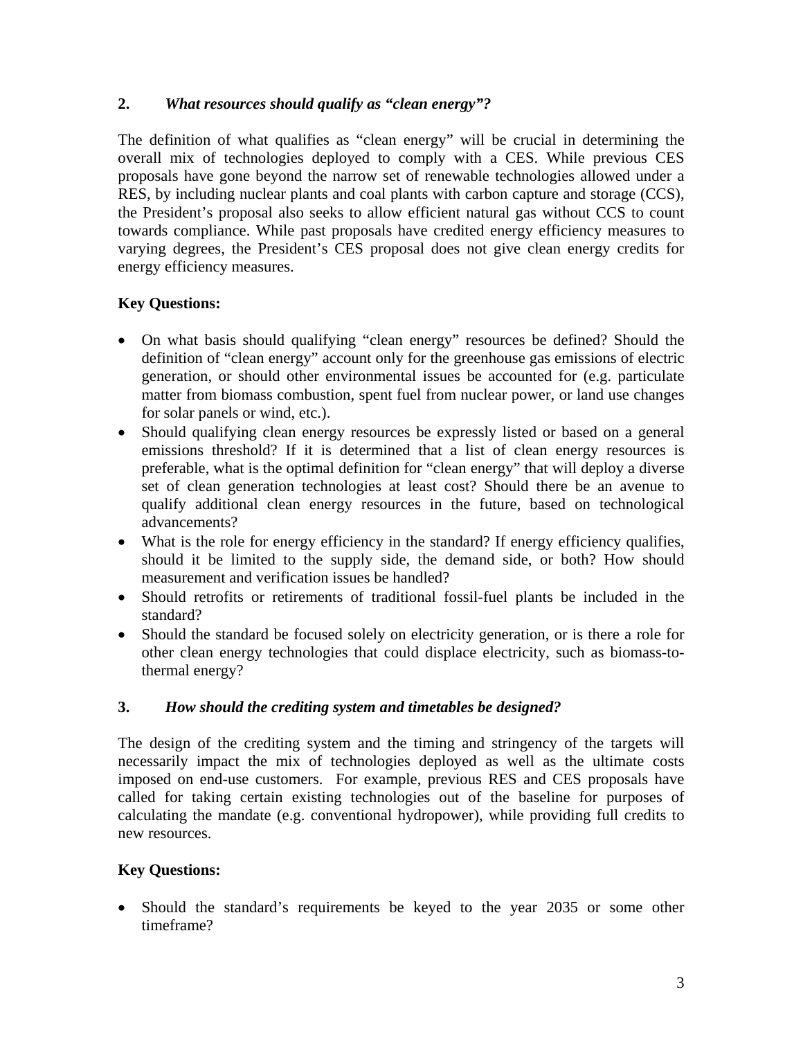## 2. *What resources should qualify as "clean energy"?*

The definition of what qualifies as "clean energy" will be crucial in determining the overall mix of technologies deployed to comply with a CES. While previous CES proposals have gone beyond the narrow set of renewable technologies allowed under a RES, by including nuclear plants and coal plants with carbon capture and storage (CCS), the President's proposal also seeks to allow efficient natural gas without CCS to count towards compliance. While past proposals have credited energy efficiency measures to varying degrees, the President's CES proposal does not give clean energy credits for energy efficiency measures.

**Key Questions:**

- On what basis should qualifying "clean energy" resources be defined? Should the definition of "clean energy" account only for the greenhouse gas emissions of electric generation, or should other environmental issues be accounted for (e.g. particulate matter from biomass combustion, spent fuel from nuclear power, or land use changes for solar panels or wind, etc.).
- Should qualifying clean energy resources be expressly listed or based on a general emissions threshold? If it is determined that a list of clean energy resources is preferable, what is the optimal definition for "clean energy" that will deploy a diverse set of clean generation technologies at least cost? Should there be an avenue to qualify additional clean energy resources in the future, based on technological advancements?
- What is the role for energy efficiency in the standard? If energy efficiency qualifies, should it be limited to the supply side, the demand side, or both? How should measurement and verification issues be handled?
- Should retrofits or retirements of traditional fossil-fuel plants be included in the standard?
- Should the standard be focused solely on electricity generation, or is there a role for other clean energy technologies that could displace electricity, such as biomass-to-thermal energy?

## 3. *How should the crediting system and timetables be designed?*

The design of the crediting system and the timing and stringency of the targets will necessarily impact the mix of technologies deployed as well as the ultimate costs imposed on end-use customers. For example, previous RES and CES proposals have called for taking certain existing technologies out of the baseline for purposes of calculating the mandate (e.g. conventional hydropower), while providing full credits to new resources.

**Key Questions:**

- Should the standard's requirements be keyed to the year 2035 or some other timeframe?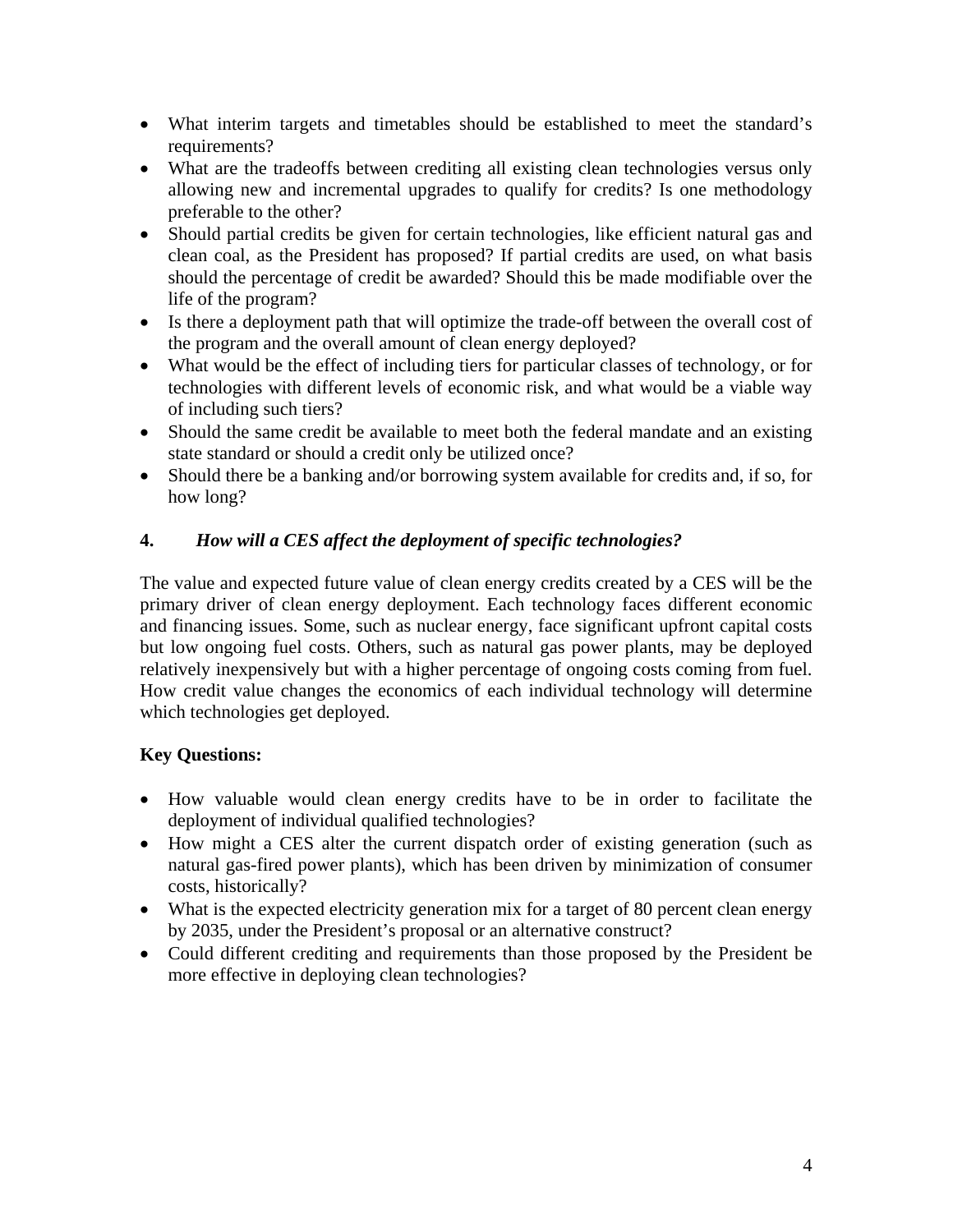- What interim targets and timetables should be established to meet the standard's requirements?
- What are the tradeoffs between crediting all existing clean technologies versus only allowing new and incremental upgrades to qualify for credits? Is one methodology preferable to the other?
- Should partial credits be given for certain technologies, like efficient natural gas and clean coal, as the President has proposed? If partial credits are used, on what basis should the percentage of credit be awarded? Should this be made modifiable over the life of the program?
- Is there a deployment path that will optimize the trade-off between the overall cost of the program and the overall amount of clean energy deployed?
- What would be the effect of including tiers for particular classes of technology, or for technologies with different levels of economic risk, and what would be a viable way of including such tiers?
- Should the same credit be available to meet both the federal mandate and an existing state standard or should a credit only be utilized once?
- Should there be a banking and/or borrowing system available for credits and, if so, for how long?

## 4. *How will a CES affect the deployment of specific technologies?*

The value and expected future value of clean energy credits created by a CES will be the primary driver of clean energy deployment. Each technology faces different economic and financing issues. Some, such as nuclear energy, face significant upfront capital costs but low ongoing fuel costs. Others, such as natural gas power plants, may be deployed relatively inexpensively but with a higher percentage of ongoing costs coming from fuel. How credit value changes the economics of each individual technology will determine which technologies get deployed.

**Key Questions:**

- How valuable would clean energy credits have to be in order to facilitate the deployment of individual qualified technologies?
- How might a CES alter the current dispatch order of existing generation (such as natural gas-fired power plants), which has been driven by minimization of consumer costs, historically?
- What is the expected electricity generation mix for a target of 80 percent clean energy by 2035, under the President's proposal or an alternative construct?
- Could different crediting and requirements than those proposed by the President be more effective in deploying clean technologies?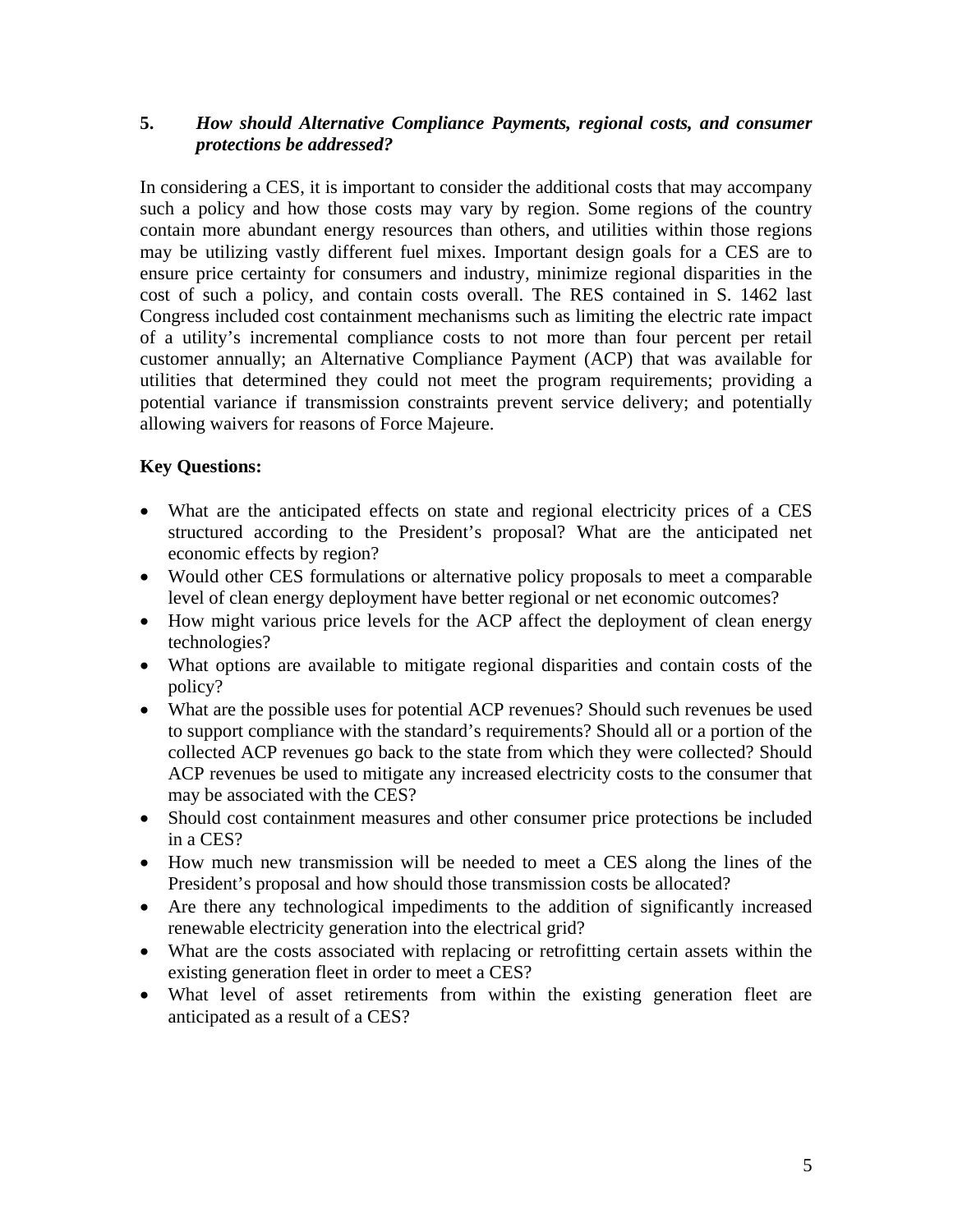### 5. *How should Alternative Compliance Payments, regional costs, and consumer protections be addressed?*

In considering a CES, it is important to consider the additional costs that may accompany such a policy and how those costs may vary by region. Some regions of the country contain more abundant energy resources than others, and utilities within those regions may be utilizing vastly different fuel mixes. Important design goals for a CES are to ensure price certainty for consumers and industry, minimize regional disparities in the cost of such a policy, and contain costs overall. The RES contained in S. 1462 last Congress included cost containment mechanisms such as limiting the electric rate impact of a utility's incremental compliance costs to not more than four percent per retail customer annually; an Alternative Compliance Payment (ACP) that was available for utilities that determined they could not meet the program requirements; providing a potential variance if transmission constraints prevent service delivery; and potentially allowing waivers for reasons of Force Majeure.

**Key Questions:**

- What are the anticipated effects on state and regional electricity prices of a CES structured according to the President's proposal? What are the anticipated net economic effects by region?
- Would other CES formulations or alternative policy proposals to meet a comparable level of clean energy deployment have better regional or net economic outcomes?
- How might various price levels for the ACP affect the deployment of clean energy technologies?
- What options are available to mitigate regional disparities and contain costs of the policy?
- What are the possible uses for potential ACP revenues? Should such revenues be used to support compliance with the standard's requirements? Should all or a portion of the collected ACP revenues go back to the state from which they were collected? Should ACP revenues be used to mitigate any increased electricity costs to the consumer that may be associated with the CES?
- Should cost containment measures and other consumer price protections be included in a CES?
- How much new transmission will be needed to meet a CES along the lines of the President's proposal and how should those transmission costs be allocated?
- Are there any technological impediments to the addition of significantly increased renewable electricity generation into the electrical grid?
- What are the costs associated with replacing or retrofitting certain assets within the existing generation fleet in order to meet a CES?
- What level of asset retirements from within the existing generation fleet are anticipated as a result of a CES?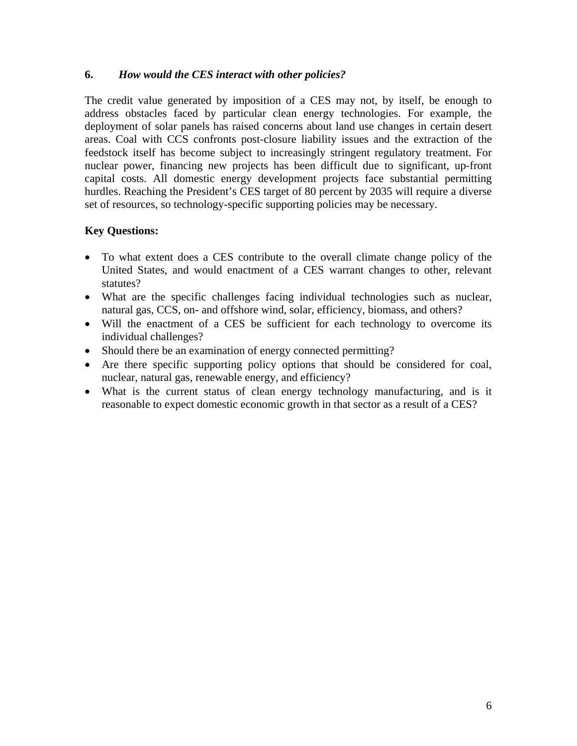### 6. *How would the CES interact with other policies?*

The credit value generated by imposition of a CES may not, by itself, be enough to address obstacles faced by particular clean energy technologies. For example, the deployment of solar panels has raised concerns about land use changes in certain desert areas. Coal with CCS confronts post-closure liability issues and the extraction of the feedstock itself has become subject to increasingly stringent regulatory treatment. For nuclear power, financing new projects has been difficult due to significant, up-front capital costs. All domestic energy development projects face substantial permitting hurdles. Reaching the President's CES target of 80 percent by 2035 will require a diverse set of resources, so technology-specific supporting policies may be necessary.

**Key Questions:**

- To what extent does a CES contribute to the overall climate change policy of the United States, and would enactment of a CES warrant changes to other, relevant statutes?
- What are the specific challenges facing individual technologies such as nuclear, natural gas, CCS, on- and offshore wind, solar, efficiency, biomass, and others?
- Will the enactment of a CES be sufficient for each technology to overcome its individual challenges?
- Should there be an examination of energy connected permitting?
- Are there specific supporting policy options that should be considered for coal, nuclear, natural gas, renewable energy, and efficiency?
- What is the current status of clean energy technology manufacturing, and is it reasonable to expect domestic economic growth in that sector as a result of a CES?